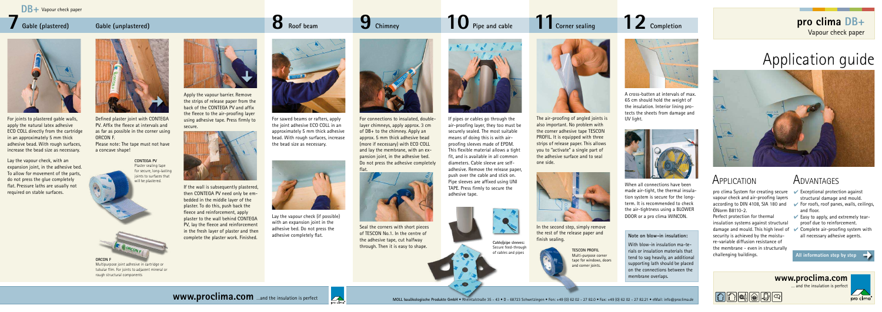# pro clima DB+

Vapour check paper

# Application guide

## Application

pro clima System for creating secure vapour check and air-proofing layers according to DIN 4108, SIA 180 and ÖNorm B8110-2.

Perfect protection for thermal insulation systems against structural damage and mould. This high level of security is achieved by the moisture-variable diffusion resistance of the membrane - even in structurally challenging buildings.

## Advantages

- ✔ Exceptional protection against structural damage and mould.
- ✔ For roofs, roof panes, walls, ceilings, and floor.
- ✔ Easy to apply, and extremely tear-proof due to reinforcement.
- ✔ Complete air-proofing system with all necessary adhesive agents.

**All information step by step** →

## 7 Gable (plastered)

For joints to plastered gable walls, apply the natural latex adhesive ECO COLL directly from the cartridge in an approximately 5 mm thick adhesive bead. With rough surfaces, increase the bead size as necessary.

Lay the vapour check, with an expansion joint, in the adhesive bed. To allow for movement of the parts, do not press the glue completely flat. Pressure laths are usually not required on stable surfaces.

## Gable (unplastered)

Defined plaster joint with CONTEGA PV. Affix the fleece at intervals and as far as possible in the corner using ORCON F.

Please note: The tape must not have a concave shape!

**CONTEGA PV**
Plaster sealing tape for secure, long-lasting joints to surfaces that will be plastered.

**ORCON F**
Multipurpose joint adhesive in cartridge or tubular film. For joints to adjacent mineral or rough structural components

Apply the vapour barrier. Remove the strips of release paper from the back of the CONTEGA PV and affix the fleece to the air-proofing layer using adhesive tape. Press firmly to secure.

If the wall is subsequently plastered, then CONTEGA PV need only be embedded in the middle layer of the plaster. To do this, push back the fleece and reinforcement, apply plaster to the wall behind CONTEGA PV, lay the fleece and reinforcement in the fresh layer of plaster and then complete the plaster work. Finished.

## 8 Roof beam

For sawed beams or rafters, apply the joint adhesive ECO COLL in an approximately 5 mm thick adhesive bead. With rough surfaces, increase the bead size as necessary.

Lay the vapour check (if possible) with an expansion joint in the adhesive bed. Do not press the adhesive completely flat.

## 9 Chimney

For connections to insulated, double-layer chimneys, apply approx. 3 cm of DB+ to the chimney. Apply an approx. 5 mm thick adhesive bead (more if necessary) with ECO COLL and lay the membrane, with an expansion joint, in the adhesive bed. Do not press the adhesive completely flat.

Seal the corners with short pieces of TESCON No.1. In the centre of the adhesive tape, cut halfway through. Then it is easy to shape.

## 10 Pipe and cable

If pipes or cables go through the air-proofing layer, they too must be securely sealed. The most suitable means of doing this is with air-proofing sleeves made of EPDM. This flexible material allows a tight fit, and is available in all common diameters. Cable sleeve are self-adhesive. Remove the release paper, push over the cable and stick on. Pipe sleeves are affixed using UNI TAPE. Press firmly to secure the adhesive tape.

**Cable/pipe sleeves:**
Secure feed-through of cables and pipes

## 11 Corner sealing

The air-proofing of angled joints is also important. No problem with the corner adhesive tape TESCON PROFIL. It is equipped with three strips of release paper. This allows you to "activate" a single part of the adhesive surface and to seal one side.

In the second step, simply remove the rest of the release paper and finish sealing.

**TESCON PROFIL**
Multi-purpose corner tape for windows, doors and corner joints.

## 12 Completion

A cross-batten at intervals of max. 65 cm should hold the weight of the insulation. Interior lining protects the sheets from damage and UV light.

When all connections have been made air-tight, the thermal insulation system is secure for the long-term. It is recommended to check the air-tightness using a BLOWER DOOR or a pro clima WINCON.

**Note on blow-in insulation:**

With blow-in insulation materials that tend to sag heavily, an additional supporting lath should be placed on the connections between the membrane overlaps.

**www.proclima.com** ...and the insulation is perfect

MOLL bauökologische Produkte GmbH • Rheintalstraße 35 - 43 • D - 68723 Schwetzingen • Fon: +49 (0) 62 02 - 27 82.0 • Fax: +49 (0) 62 02 - 27 82.21 • eMail: info@proclima.de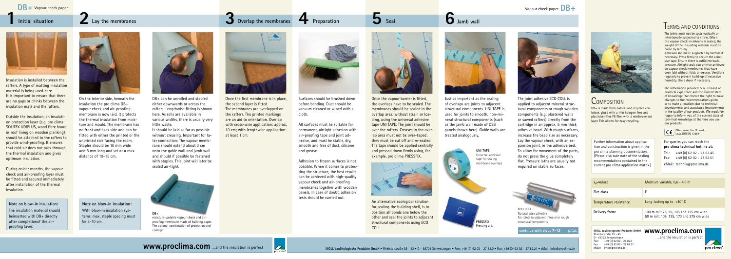# DB+ Vapour check paper

## 1 Initial situation

Insulation is installed between the rafters. A type of matting insulation material is being used here. It is important to ensure that there are no gaps or chinks between the insulation mats and the rafters.

Outside the insulation, an insulation protection layer (e.g. pro clima SOLITEX UD/PLUS, wood fibre board or roof lining on wooden planking) should be attached to the rafters to provide wind-proofing. It ensures that cold air does not pass through the thermal insulation and gives optimum insulation.

During colder months, the vapour check and air-proofing layer must be fitted and secured immediately after installation of the thermal insulation.

**Note on blow-in insulation:**
The insulation material should beinserted with DB+ directly after completionof the air-proofing layer.

## 2 Lay the membranes

On the interior side, beneath the insulation the pro clima DB+ vapour check and air-proofing membrane is now laid. It protects the thermal insulation from moisture and mould. The membrane has no front and back side and can be fitted with either the printed or the unprinted side facing the room. Staples should be 10 mm wide and 8 mm long and set at a max. distance of 10-15 cm.

DB+ can be unrolled and stapled either downwards or across the rafters. Lengthwise fitting is shown here. As rolls are available in various widths, there is usually very little waste.
It should be laid as far as possible without creasing. Important for later connection: The vapour membrane should extend about 3 cm onto the gable wall and jamb wall and should if possible be fastened with staples. This joint will later be sealed air-tight.

**Note on blow-in insulation:**
With blow-in insulation systems, max. staple spacing must be 5-10 cm.

**DB+**
moisture-variable vapour check and air-proofing membrane made of building paper. The optimal combination of protection and ecology.

## 3 Overlap the membranes

Once the first membrane is in place, the second layer is fitted. The membranes are overlapped on the rafters. The printed markings are an aid to orientation. Overlap with cross-wise application: approx. 10 cm; with lengthwise application: at least 1 cm.

## 4 Preparation

Surfaces should be brushed down before bonding. Dust should be vacuum cleaned or wiped with a cloth.

All surfaces must be suitable for permanent, airtight adhesion with air-proofing tape and joint adhesive, and must be stable, dry, smooth and free of dust, silicone and grease.

Adhesion to frozen surfaces is not possible. When it comes to protecting the structure, the best results can be achieved with high-quality vapour check and air-proofing membranes together with wooden panels. In case of doubt, adhesion tests should be carried out.

## 5 Seal

Once the vapour barrier is fitted, the overlaps have to be sealed. The membranes should be sealed in the overlap area, without strain or loading, using the universal adhesive tape UNI TAPE. The joint should be over the rafters. Creases in the overlap area must not be over-taped; they must be cut off and re-sealed. The tape should be applied centrally and pressed down firmly using, for example, pro clima PRESSFIX.

An alternative ecological solution for sealing the building shell, is to position all bonds one below the other and seal the joints to adjacent structural components using ECO COLL.

## 6 Jamb wall

Just as important as the sealing of overlaps are joints to adjacent structural components. UNI TAPE is used for joints to smooth, non-mineral structural components (such as the jamb wall made of OSB panels shown here). Gable walls are treated analogously.

**UNI TAPE**
Universal adhesive tape for sealing membrane overlaps

**PRESSFIX**
Pressing aid.

The joint adhesive ECO COLL is applied to adjacent mineral structural components or rough wooden components (e.g. plastered walls or sawed rafters) directly from the cartridge in an approx. 5 mm thick adhesive bead. With rough surfaces, increase the bead size as necessary. Lay the vapour check, with an expansion joint, in the adhesive bed. To allow for movement of the parts, do not press the glue completely flat. Pressure laths are usually not required on stable surfaces.

**ECO COLL**
Natural latex adhesive
For joints to adjacent mineral or rough structural components

**continue with steps 7-12 p.t.o.**

## Composition

DB+ is made from natural and recycled cellulose, glued with a thin halogen-free and plasticiser-free PE film, with a reinforcement layer. This allows for easy recycling.

Further information about application and construction is given in the pro clima planning documentation. (Please also take note of the sealing recommendations contained in the current pro clima application matrix.)

## Terms and conditions

The joints must not be systematically or intentionally subjected to strain. When the vapour check membrane is sealed, the weight of the insulating material must be borne by lathing.
Adhesion should be supported by battens if necessary. Press firmly to secure the adhesive tape. Ensure there is sufficient back-pressure. Airtight seals can only be achieved on vapour check membranes that have been laid without folds or creases. Ventilate regularly to prevent build-up of excessive humidity. Use a dryer if necessary.

The information provided here is based on practical experience and the current state of knowledge. We reserve the right to make changes to the recommendations given or to make alterations due to technical developments and associated improvements in the quality of our products. We would be happy to inform you of the current state of technical knowledge at the time you use our products.

DB+ carries the CE mark i.a.w. DIN EN 13984

For queries you can reach the **pro clima technical hotline at:**
Tel.: +49 (0) 62 02 - 27 82.45
Fax: +49 (0) 62 02 - 27 82.51
eMail: technik@proclima.de

| | |
|---|---|
| $s_d$-value: | Moisture variable, 0,6 - 4,0 m |
| Fire class | E |
| Temperature resistance | Long-lasting up to +40° C |
| Delivery form: | 100 m roll: 75, 90, 105 and 135 cm wide<br>50 m roll: 105, 135, 170 and 275 cm wide |

MOLL bauökologische Produkte GmbH
Rheintalstraße 35 - 43
D - 68723 Schwetzingen
Fon: +49 (0) 62 02 - 27 82.0
Fax: +49 (0) 62 02 - 27 82.21
eMail: info@proclima.de

**www.proclima.com** ...and the insulation is perfect

**www.proclima.com** ...and the insulation is perfect

MOLL bauökologische Produkte GmbH • Rheintalstraße 35 - 43 • D - 68723 Schwetzingen • Fon: +49 (0) 62 02 - 27 82.0 • Fax: +49 (0) 62 02 - 27 82.21 • eMail: info@proclima.de